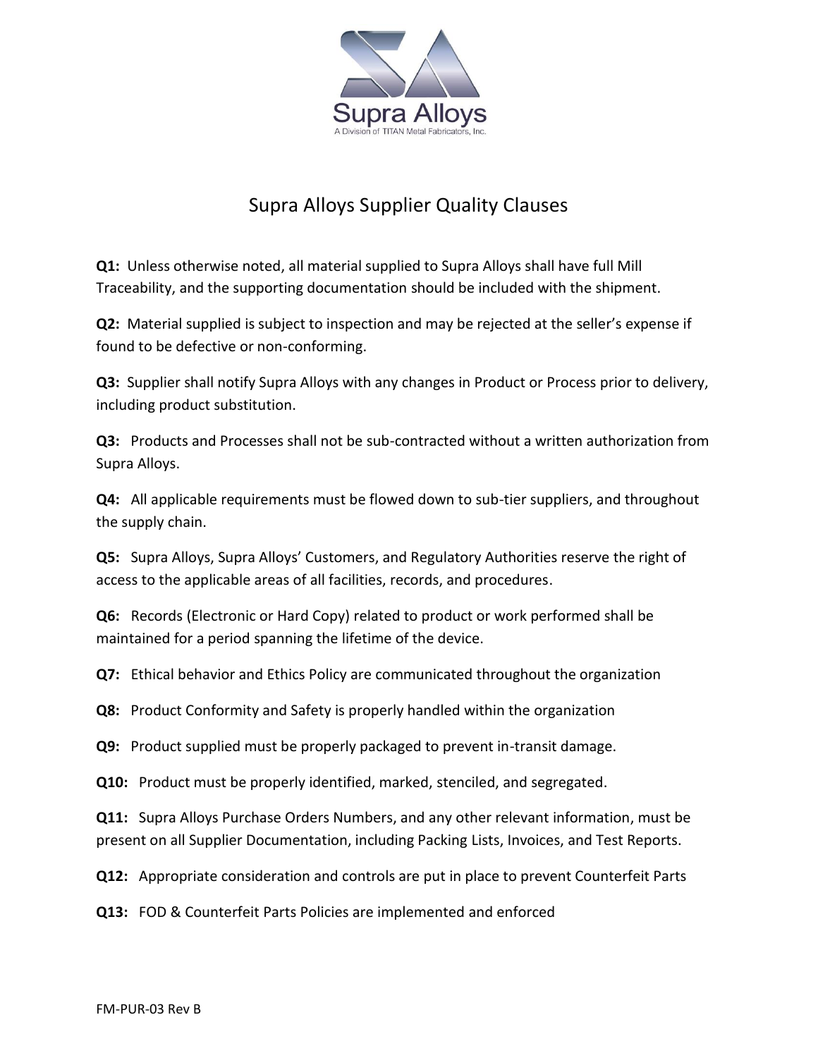Supra Alloys

A Division of TITAN Metal Fabricators, Inc.

# Supra Alloys Supplier Quality Clauses

**Q1:** Unless otherwise noted, all material supplied to Supra Alloys shall have full Mill Traceability, and the supporting documentation should be included with the shipment.

**Q2:** Material supplied is subject to inspection and may be rejected at the seller's expense if found to be defective or non-conforming.

**Q3:** Supplier shall notify Supra Alloys with any changes in Product or Process prior to delivery, including product substitution.

**Q3:** Products and Processes shall not be sub-contracted without a written authorization from Supra Alloys.

**Q4:** All applicable requirements must be flowed down to sub-tier suppliers, and throughout the supply chain.

**Q5:** Supra Alloys, Supra Alloys' Customers, and Regulatory Authorities reserve the right of access to the applicable areas of all facilities, records, and procedures.

**Q6:** Records (Electronic or Hard Copy) related to product or work performed shall be maintained for a period spanning the lifetime of the device.

**Q7:** Ethical behavior and Ethics Policy are communicated throughout the organization

**Q8:** Product Conformity and Safety is properly handled within the organization

**Q9:** Product supplied must be properly packaged to prevent in-transit damage.

**Q10:** Product must be properly identified, marked, stenciled, and segregated.

**Q11:** Supra Alloys Purchase Orders Numbers, and any other relevant information, must be present on all Supplier Documentation, including Packing Lists, Invoices, and Test Reports.

**Q12:** Appropriate consideration and controls are put in place to prevent Counterfeit Parts

**Q13:** FOD & Counterfeit Parts Policies are implemented and enforced

FM-PUR-03 Rev B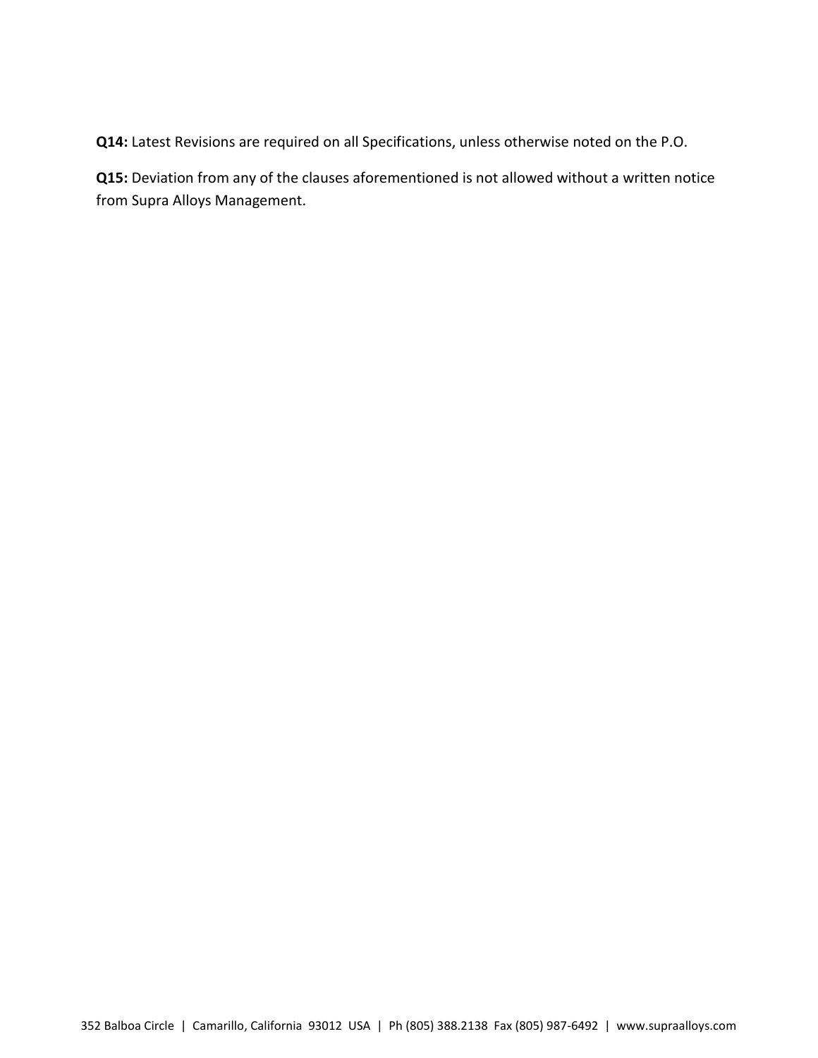**Q14:** Latest Revisions are required on all Specifications, unless otherwise noted on the P.O.

**Q15:** Deviation from any of the clauses aforementioned is not allowed without a written notice from Supra Alloys Management.